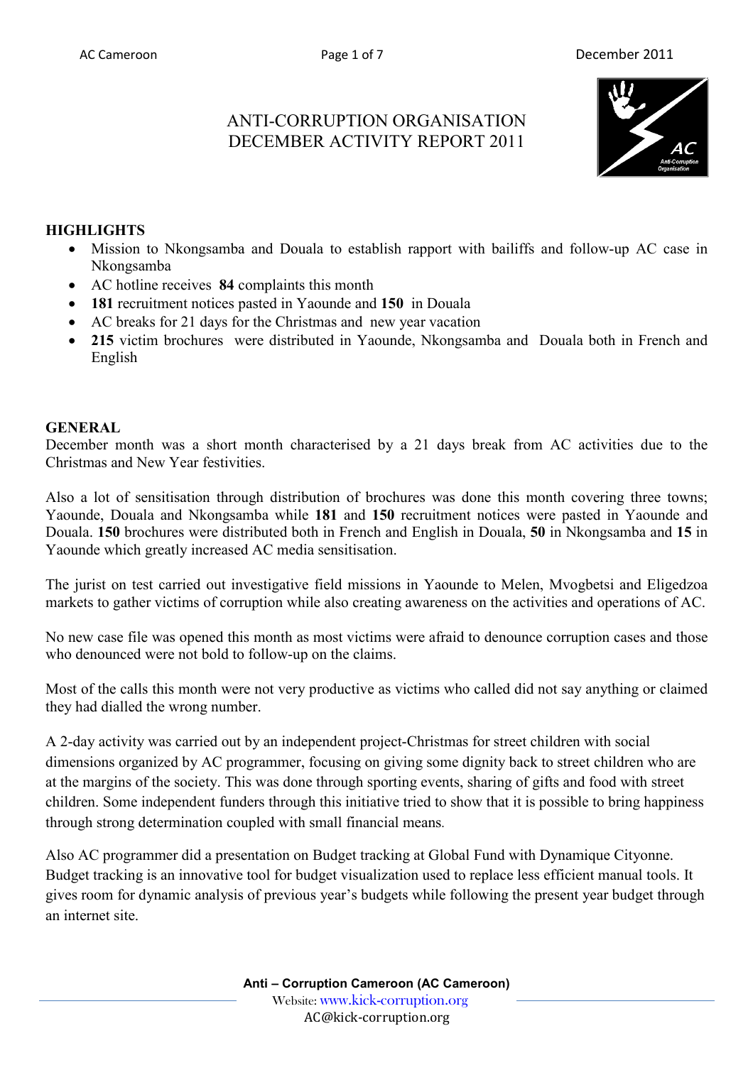# ANTI-CORRUPTION ORGANISATION DECEMBER ACTIVITY REPORT 2011

## HIGHLIGHTS

- Mission to Nkongsamba and Douala to establish rapport with bailiffs and follow-up AC case in Nkongsamba
- AC hotline receives **84** complaints this month
- **181** recruitment notices pasted in Yaounde and **150** in Douala
- AC breaks for 21 days for the Christmas and new year vacation
- **215** victim brochures were distributed in Yaounde, Nkongsamba and Douala both in French and English

## GENERAL

December month was a short month characterised by a 21 days break from AC activities due to the Christmas and New Year festivities.

Also a lot of sensitisation through distribution of brochures was done this month covering three towns; Yaounde, Douala and Nkongsamba while **181** and **150** recruitment notices were pasted in Yaounde and Douala. **150** brochures were distributed both in French and English in Douala, **50** in Nkongsamba and **15** in Yaounde which greatly increased AC media sensitisation.

The jurist on test carried out investigative field missions in Yaounde to Melen, Mvogbetsi and Eligedzoa markets to gather victims of corruption while also creating awareness on the activities and operations of AC.

No new case file was opened this month as most victims were afraid to denounce corruption cases and those who denounced were not bold to follow-up on the claims.

Most of the calls this month were not very productive as victims who called did not say anything or claimed they had dialled the wrong number.

A 2-day activity was carried out by an independent project-Christmas for street children with social dimensions organized by AC programmer, focusing on giving some dignity back to street children who are at the margins of the society. This was done through sporting events, sharing of gifts and food with street children. Some independent funders through this initiative tried to show that it is possible to bring happiness through strong determination coupled with small financial means.

Also AC programmer did a presentation on Budget tracking at Global Fund with Dynamique Cityonne. Budget tracking is an innovative tool for budget visualization used to replace less efficient manual tools. It gives room for dynamic analysis of previous year's budgets while following the present year budget through an internet site.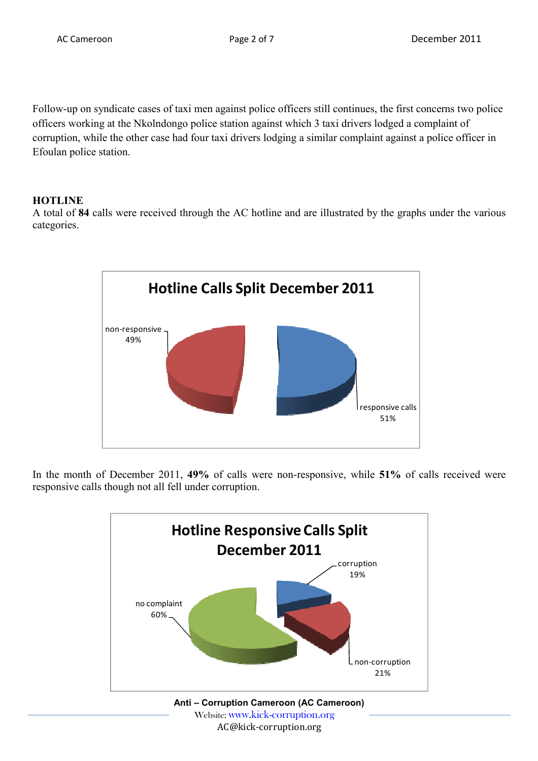Follow-up on syndicate cases of taxi men against police officers still continues, the first concerns two police officers working at the Nkolndongo police station against which 3 taxi drivers lodged a complaint of corruption, while the other case had four taxi drivers lodging a similar complaint against a police officer in Efoulan police station.

## HOTLINE

A total of **84** calls were received through the AC hotline and are illustrated by the graphs under the various categories.

**Hotline Calls Split December 2011**

| Category | Percentage |
|---|---|
| non-responsive | 49% |
| responsive calls | 51% |

In the month of December 2011, **49%** of calls were non-responsive, while **51%** of calls received were responsive calls though not all fell under corruption.

**Hotline Responsive Calls Split December 2011**

| Category | Percentage |
|---|---|
| corruption | 19% |
| non-corruption | 21% |
| no complaint | 60% |

**Anti – Corruption Cameroon (AC Cameroon)**
Website: www.kick-corruption.org
AC@kick-corruption.org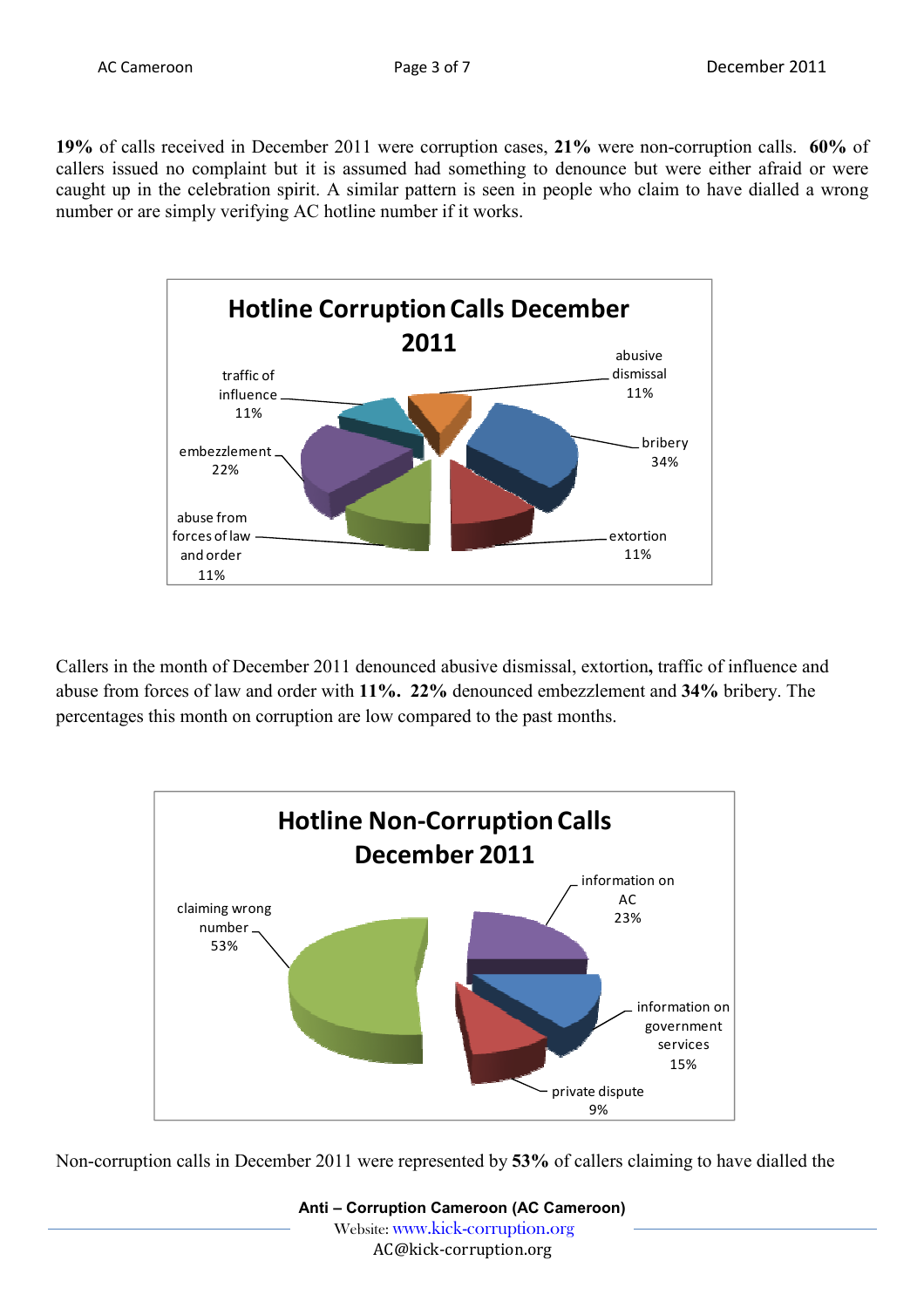**19%** of calls received in December 2011 were corruption cases, **21%** were non-corruption calls. **60%** of callers issued no complaint but it is assumed had something to denounce but were either afraid or were caught up in the celebration spirit. A similar pattern is seen in people who claim to have dialled a wrong number or are simply verifying AC hotline number if it works.

**Hotline Corruption Calls December 2011**

| Category | Percentage |
| --- | --- |
| bribery | 34% |
| extortion | 11% |
| abuse from forces of law and order | 11% |
| embezzlement | 22% |
| traffic of influence | 11% |
| abusive dismissal | 11% |

Callers in the month of December 2011 denounced abusive dismissal, extortion, traffic of influence and abuse from forces of law and order with **11%. 22%** denounced embezzlement and **34%** bribery. The percentages this month on corruption are low compared to the past months.

**Hotline Non-Corruption Calls December 2011**

| Category | Percentage |
| --- | --- |
| claiming wrong number | 53% |
| information on AC | 23% |
| information on government services | 15% |
| private dispute | 9% |

Non-corruption calls in December 2011 were represented by **53%** of callers claiming to have dialled the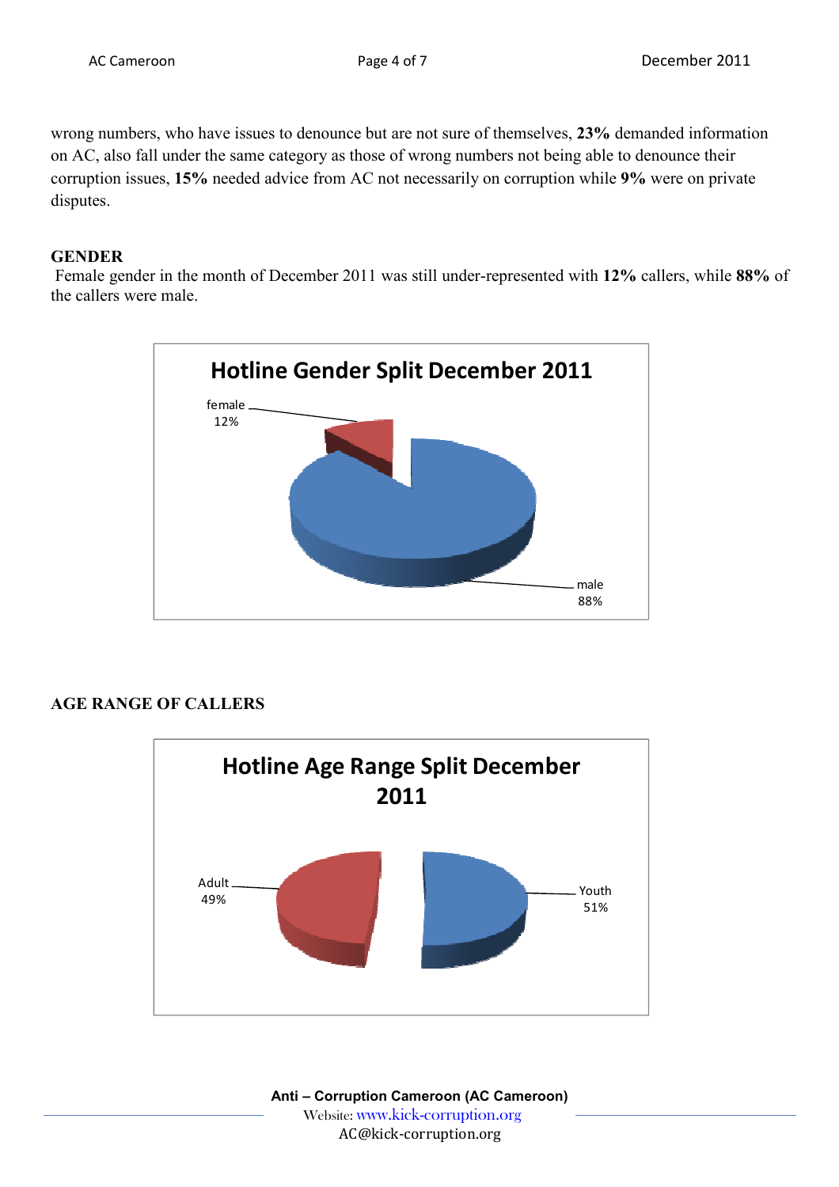wrong numbers, who have issues to denounce but are not sure of themselves, **23%** demanded information on AC, also fall under the same category as those of wrong numbers not being able to denounce their corruption issues, **15%** needed advice from AC not necessarily on corruption while **9%** were on private disputes.

## GENDER

Female gender in the month of December 2011 was still under-represented with **12%** callers, while **88%** of the callers were male.

**Hotline Gender Split December 2011**

female 12%

male 88%

## AGE RANGE OF CALLERS

**Hotline Age Range Split December 2011**

Adult 49%

Youth 51%

**Anti – Corruption Cameroon (AC Cameroon)**
Website: www.kick-corruption.org
AC@kick-corruption.org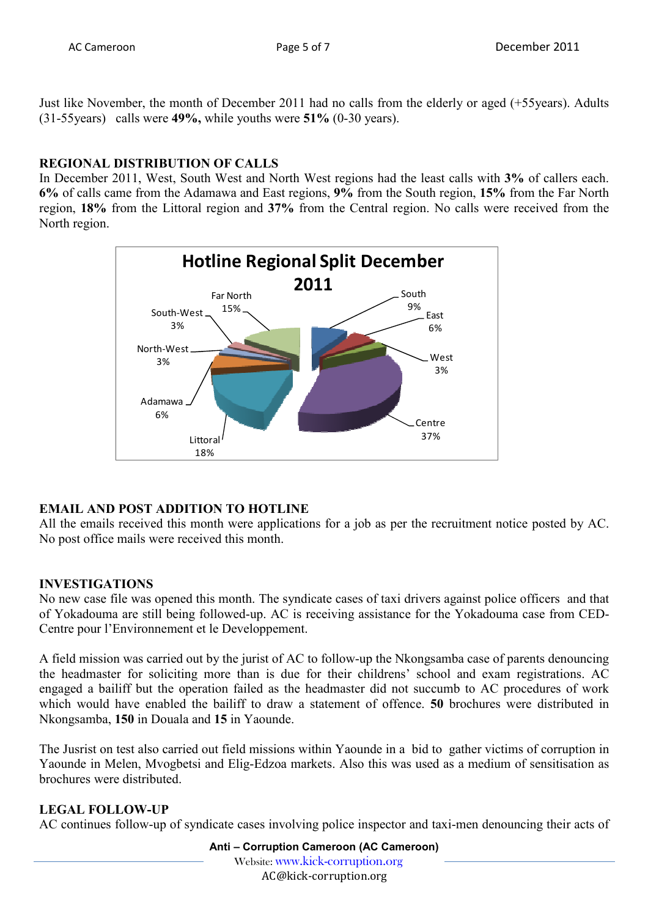Just like November, the month of December 2011 had no calls from the elderly or aged (+55years). Adults (31-55years) calls were **49%,** while youths were **51%** (0-30 years).

## REGIONAL DISTRIBUTION OF CALLS

In December 2011, West, South West and North West regions had the least calls with **3%** of callers each. **6%** of calls came from the Adamawa and East regions, **9%** from the South region, **15%** from the Far North region, **18%** from the Littoral region and **37%** from the Central region. No calls were received from the North region.

**Hotline Regional Split December 2011**

| Region | Share |
|---|---|
| South | 9% |
| East | 6% |
| West | 3% |
| Centre | 37% |
| Littoral | 18% |
| Adamawa | 6% |
| North-West | 3% |
| South-West | 3% |
| Far North | 15% |

## EMAIL AND POST ADDITION TO HOTLINE

All the emails received this month were applications for a job as per the recruitment notice posted by AC. No post office mails were received this month.

## INVESTIGATIONS

No new case file was opened this month. The syndicate cases of taxi drivers against police officers and that of Yokadouma are still being followed-up. AC is receiving assistance for the Yokadouma case from CED-Centre pour l'Environnement et le Developpement.

A field mission was carried out by the jurist of AC to follow-up the Nkongsamba case of parents denouncing the headmaster for soliciting more than is due for their childrens' school and exam registrations. AC engaged a bailiff but the operation failed as the headmaster did not succumb to AC procedures of work which would have enabled the bailiff to draw a statement of offence. **50** brochures were distributed in Nkongsamba, **150** in Douala and **15** in Yaounde.

The Jusrist on test also carried out field missions within Yaounde in a bid to gather victims of corruption in Yaounde in Melen, Mvogbetsi and Elig-Edzoa markets. Also this was used as a medium of sensitisation as brochures were distributed.

## LEGAL FOLLOW-UP

AC continues follow-up of syndicate cases involving police inspector and taxi-men denouncing their acts of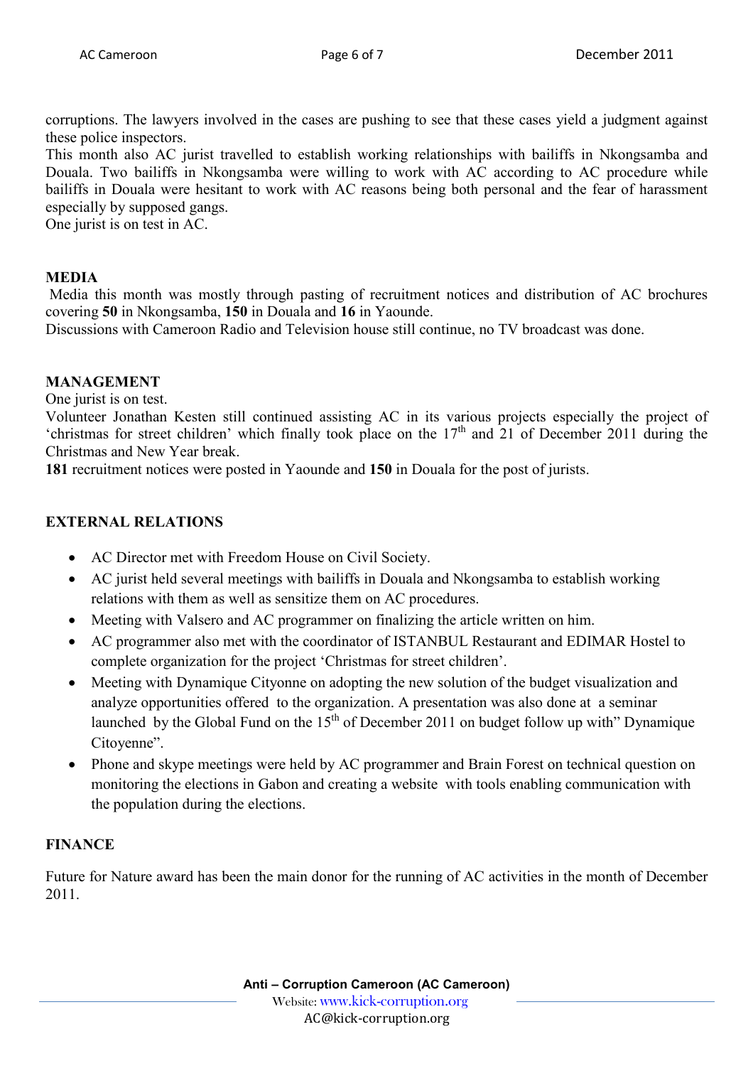corruptions. The lawyers involved in the cases are pushing to see that these cases yield a judgment against these police inspectors.

This month also AC jurist travelled to establish working relationships with bailiffs in Nkongsamba and Douala. Two bailiffs in Nkongsamba were willing to work with AC according to AC procedure while bailiffs in Douala were hesitant to work with AC reasons being both personal and the fear of harassment especially by supposed gangs.

One jurist is on test in AC.

**MEDIA**

Media this month was mostly through pasting of recruitment notices and distribution of AC brochures covering **50** in Nkongsamba, **150** in Douala and **16** in Yaounde.

Discussions with Cameroon Radio and Television house still continue, no TV broadcast was done.

**MANAGEMENT**

One jurist is on test.

Volunteer Jonathan Kesten still continued assisting AC in its various projects especially the project of 'christmas for street children' which finally took place on the 17th and 21 of December 2011 during the Christmas and New Year break.

**181** recruitment notices were posted in Yaounde and **150** in Douala for the post of jurists.

**EXTERNAL RELATIONS**

- AC Director met with Freedom House on Civil Society.
- AC jurist held several meetings with bailiffs in Douala and Nkongsamba to establish working relations with them as well as sensitize them on AC procedures.
- Meeting with Valsero and AC programmer on finalizing the article written on him.
- AC programmer also met with the coordinator of ISTANBUL Restaurant and EDIMAR Hostel to complete organization for the project 'Christmas for street children'.
- Meeting with Dynamique Cityonne on adopting the new solution of the budget visualization and analyze opportunities offered to the organization. A presentation was also done at a seminar launched by the Global Fund on the 15th of December 2011 on budget follow up with" Dynamique Citoyenne".
- Phone and skype meetings were held by AC programmer and Brain Forest on technical question on monitoring the elections in Gabon and creating a website with tools enabling communication with the population during the elections.

**FINANCE**

Future for Nature award has been the main donor for the running of AC activities in the month of December 2011.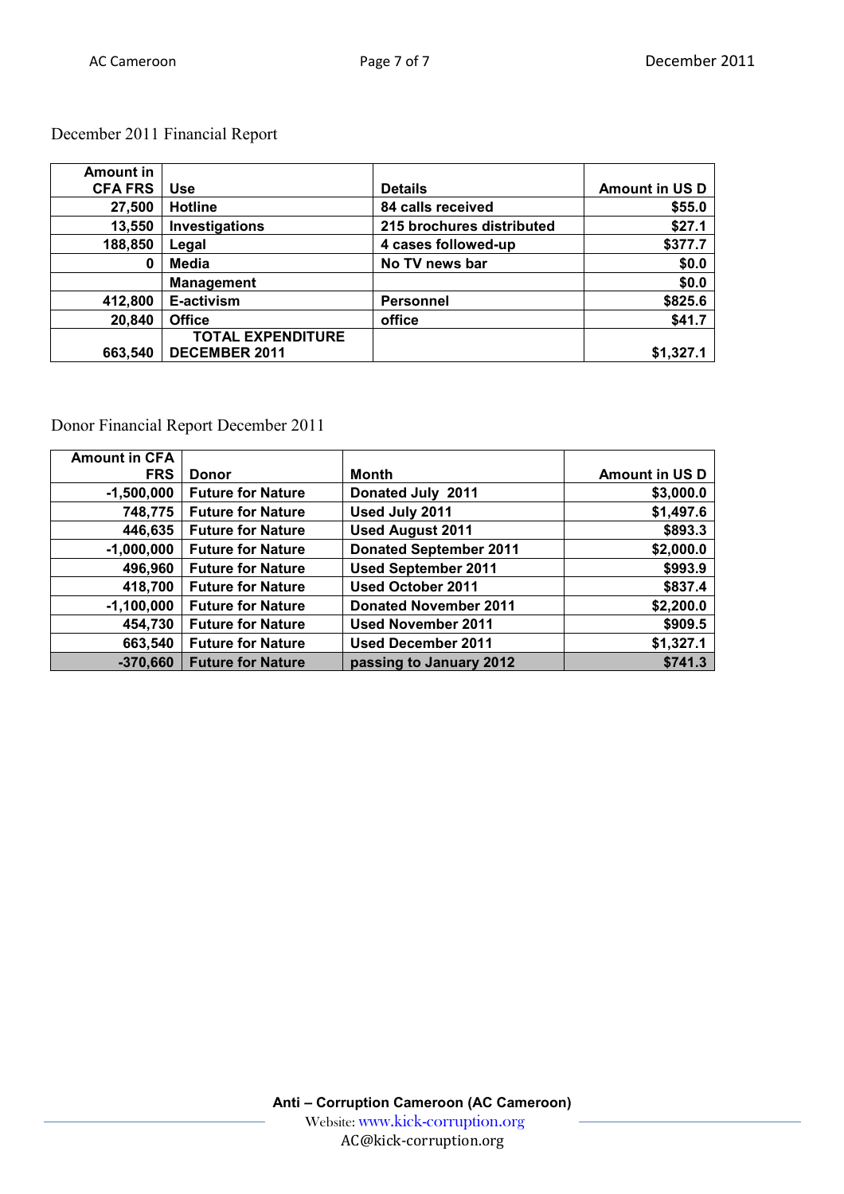December 2011 Financial Report

| Amount in CFA FRS | Use | Details | Amount in US D |
|---|---|---|---|
| 27,500 | Hotline | 84 calls received | $55.0 |
| 13,550 | Investigations | 215 brochures distributed | $27.1 |
| 188,850 | Legal | 4 cases followed-up | $377.7 |
| 0 | Media | No TV news bar | $0.0 |
| | Management | | $0.0 |
| 412,800 | E-activism | Personnel | $825.6 |
| 20,840 | Office | office | $41.7 |
| 663,540 | TOTAL EXPENDITURE DECEMBER 2011 | | $1,327.1 |

Donor Financial Report December 2011

| Amount in CFA FRS | Donor | Month | Amount in US D |
|---|---|---|---|
| -1,500,000 | Future for Nature | Donated July 2011 | $3,000.0 |
| 748,775 | Future for Nature | Used July 2011 | $1,497.6 |
| 446,635 | Future for Nature | Used August 2011 | $893.3 |
| -1,000,000 | Future for Nature | Donated September 2011 | $2,000.0 |
| 496,960 | Future for Nature | Used September 2011 | $993.9 |
| 418,700 | Future for Nature | Used October 2011 | $837.4 |
| -1,100,000 | Future for Nature | Donated November 2011 | $2,200.0 |
| 454,730 | Future for Nature | Used November 2011 | $909.5 |
| 663,540 | Future for Nature | Used December 2011 | $1,327.1 |
| -370,660 | Future for Nature | passing to January 2012 | $741.3 |

**Anti – Corruption Cameroon (AC Cameroon)**
Website: www.kick-corruption.org
AC@kick-corruption.org